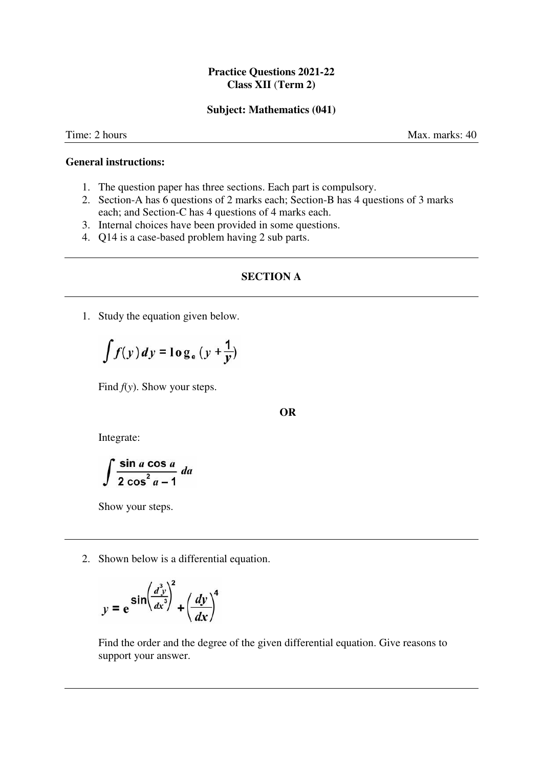**Practice Questions 2021-22**
**Class XII (Term 2)**

**Subject: Mathematics (041)**

Time: 2 hours | Max. marks: 40

**General instructions:**

1. The question paper has three sections. Each part is compulsory.
2. Section-A has 6 questions of 2 marks each; Section-B has 4 questions of 3 marks each; and Section-C has 4 questions of 4 marks each.
3. Internal choices have been provided in some questions.
4. Q14 is a case-based problem having 2 sub parts.

---

## SECTION A

---

1. Study the equation given below.

$$\int f(y)\,dy = \log_e\left(y + \frac{1}{y}\right)$$

Find $f(y)$. Show your steps.

**OR**

Integrate:

$$\int \frac{\sin a \cos a}{2\cos^2 a - 1}\,da$$

Show your steps.

---

2. Shown below is a differential equation.

$$y = e^{\sin\left(\frac{d^3y}{dx^3}\right)^2} + \left(\frac{dy}{dx}\right)^4$$

Find the order and the degree of the given differential equation. Give reasons to support your answer.

---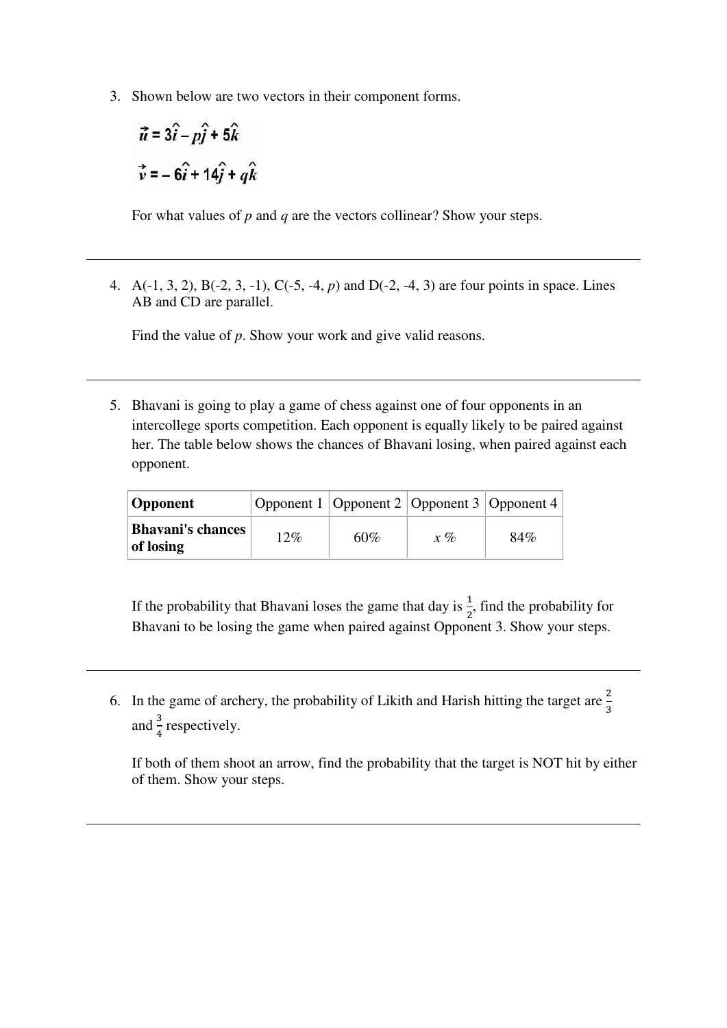3. Shown below are two vectors in their component forms.

   $$\vec{u} = 3\hat{i} - p\hat{j} + 5\hat{k}$$

   $$\vec{v} = -6\hat{i} + 14\hat{j} + q\hat{k}$$

   For what values of $p$ and $q$ are the vectors collinear? Show your steps.

---

4. A(-1, 3, 2), B(-2, 3, -1), C(-5, -4, $p$) and D(-2, -4, 3) are four points in space. Lines AB and CD are parallel.

   Find the value of $p$. Show your work and give valid reasons.

---

5. Bhavani is going to play a game of chess against one of four opponents in an intercollege sports competition. Each opponent is equally likely to be paired against her. The table below shows the chances of Bhavani losing, when paired against each opponent.

| **Opponent** | Opponent 1 | Opponent 2 | Opponent 3 | Opponent 4 |
|---|---|---|---|---|
| **Bhavani's chances of losing** | 12% | 60% | $x$ % | 84% |

   If the probability that Bhavani loses the game that day is $\frac{1}{2}$, find the probability for Bhavani to be losing the game when paired against Opponent 3. Show your steps.

---

6. In the game of archery, the probability of Likith and Harish hitting the target are $\frac{2}{3}$ and $\frac{3}{4}$ respectively.

   If both of them shoot an arrow, find the probability that the target is NOT hit by either of them. Show your steps.

---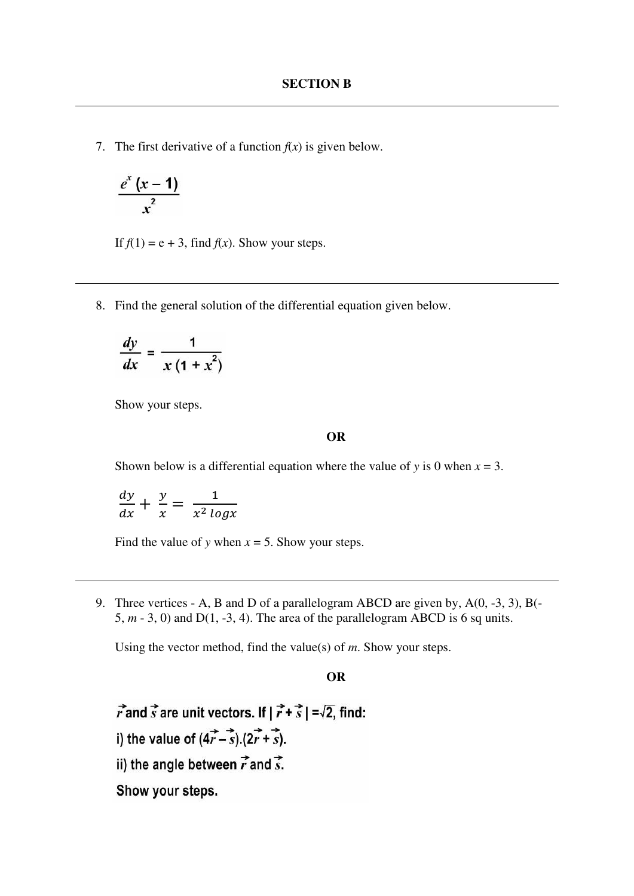## SECTION B

---

7. The first derivative of a function $f(x)$ is given below.

$$\frac{e^x (x - 1)}{x^2}$$

If $f(1) = e + 3$, find $f(x)$. Show your steps.

---

8. Find the general solution of the differential equation given below.

$$\frac{dy}{dx} = \frac{1}{x(1 + x^2)}$$

Show your steps.

**OR**

Shown below is a differential equation where the value of $y$ is 0 when $x = 3$.

$$\frac{dy}{dx} + \frac{y}{x} = \frac{1}{x^2 \log x}$$

Find the value of $y$ when $x = 5$. Show your steps.

---

9. Three vertices - A, B and D of a parallelogram ABCD are given by, A(0, -3, 3), B(-5, $m$ - 3, 0) and D(1, -3, 4). The area of the parallelogram ABCD is 6 sq units.

Using the vector method, find the value(s) of $m$. Show your steps.

**OR**

**$\vec{r}$ and $\vec{s}$ are unit vectors. If $|\vec{r} + \vec{s}| = \sqrt{2}$, find:**

**i) the value of $(4\vec{r} - \vec{s}).(2\vec{r} + \vec{s})$.**

**ii) the angle between $\vec{r}$ and $\vec{s}$.**

**Show your steps.**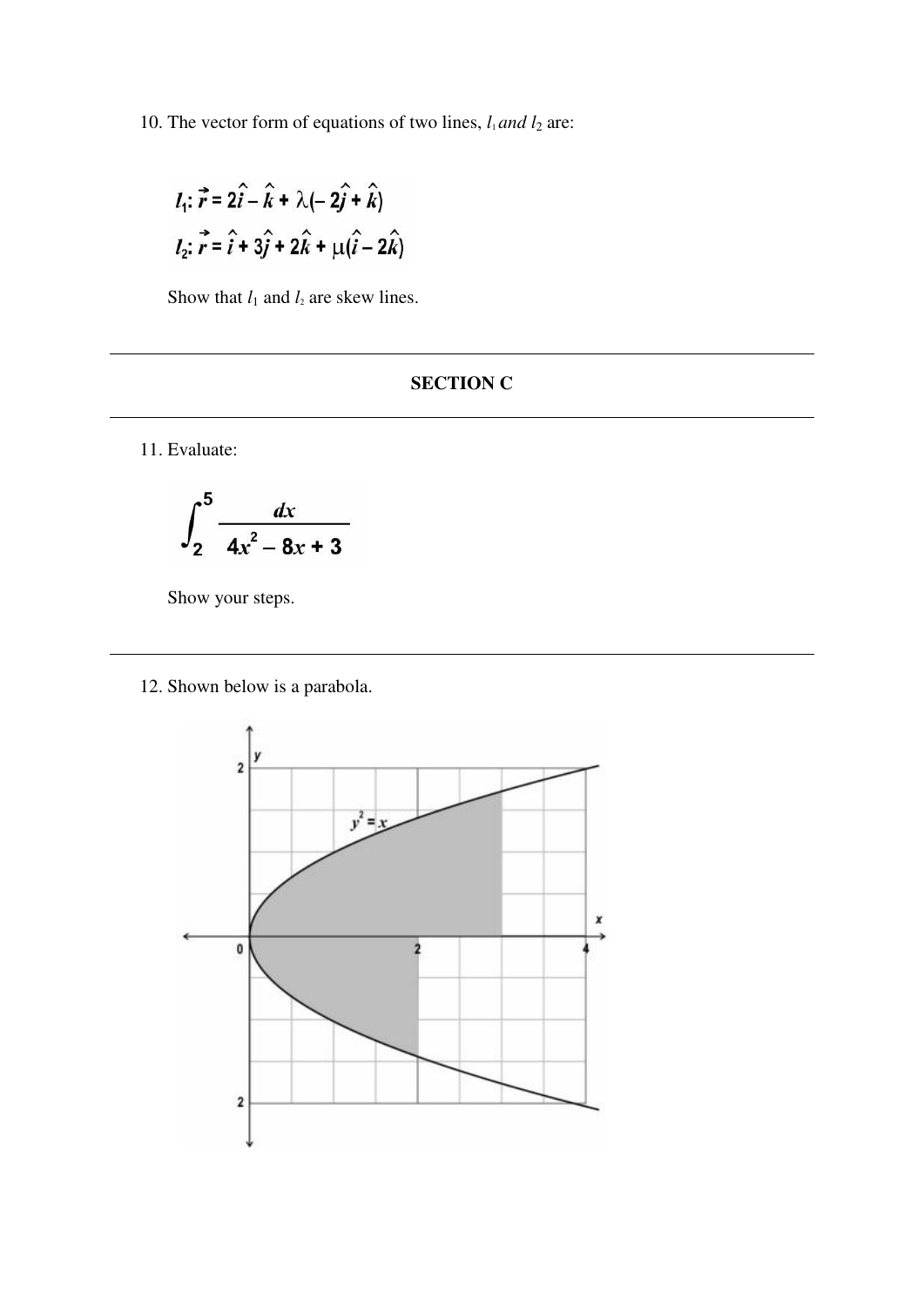10. The vector form of equations of two lines, $l_1$ *and* $l_2$ are:

$$l_1: \vec{r} = 2\hat{i} - \hat{k} + \lambda(-2\hat{j} + \hat{k})$$

$$l_2: \vec{r} = \hat{i} + 3\hat{j} + 2\hat{k} + \mu(\hat{i} - 2\hat{k})$$

Show that $l_1$ and $l_2$ are skew lines.

---

## SECTION C

---

11. Evaluate:

$$\int_2^5 \frac{dx}{4x^2 - 8x + 3}$$

Show your steps.

---

12. Shown below is a parabola.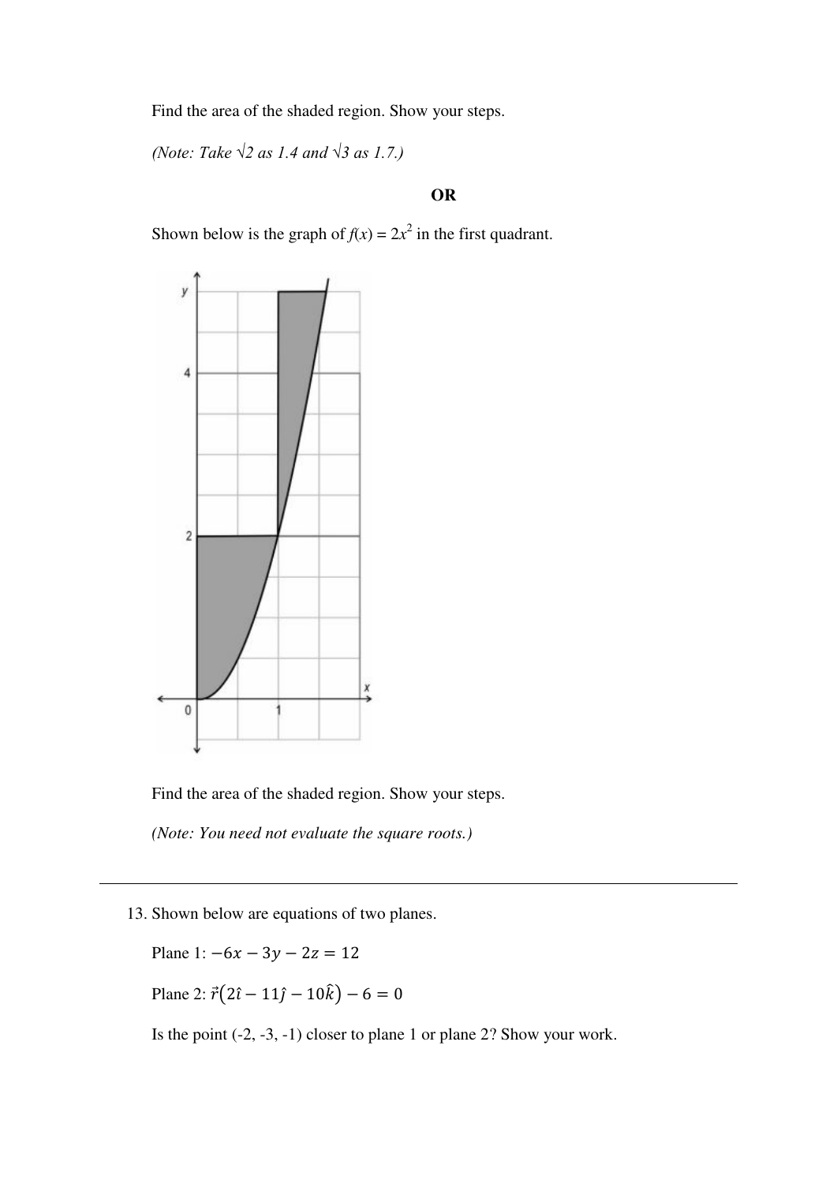Find the area of the shaded region. Show your steps.

*(Note: Take $\sqrt{2}$ as 1.4 and $\sqrt{3}$ as 1.7.)*

**OR**

Shown below is the graph of $f(x) = 2x^2$ in the first quadrant.

Find the area of the shaded region. Show your steps.

*(Note: You need not evaluate the square roots.)*

---

13. Shown below are equations of two planes.

Plane 1: $-6x - 3y - 2z = 12$

Plane 2: $\vec{r}\left(2\hat{\imath} - 11\hat{\jmath} - 10\hat{k}\right) - 6 = 0$

Is the point (-2, -3, -1) closer to plane 1 or plane 2? Show your work.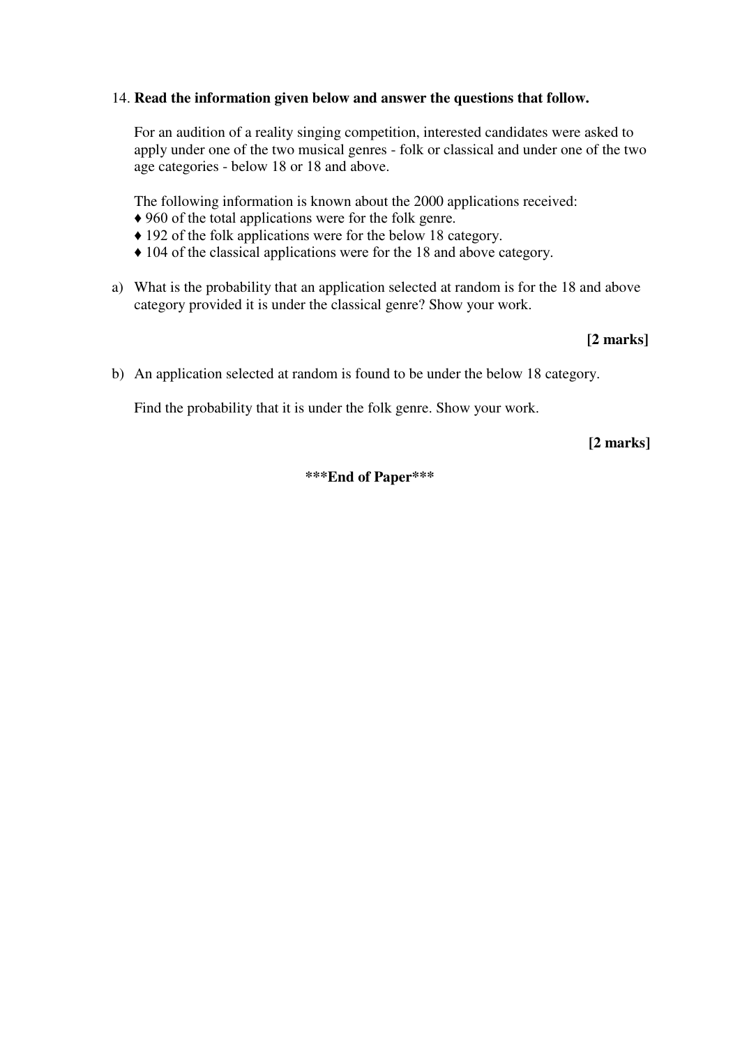14. **Read the information given below and answer the questions that follow.**

For an audition of a reality singing competition, interested candidates were asked to apply under one of the two musical genres - folk or classical and under one of the two age categories - below 18 or 18 and above.

The following information is known about the 2000 applications received:

♦ 960 of the total applications were for the folk genre.
♦ 192 of the folk applications were for the below 18 category.
♦ 104 of the classical applications were for the 18 and above category.

a) What is the probability that an application selected at random is for the 18 and above category provided it is under the classical genre? Show your work.

**[2 marks]**

b) An application selected at random is found to be under the below 18 category.

Find the probability that it is under the folk genre. Show your work.

**[2 marks]**

***End of Paper***